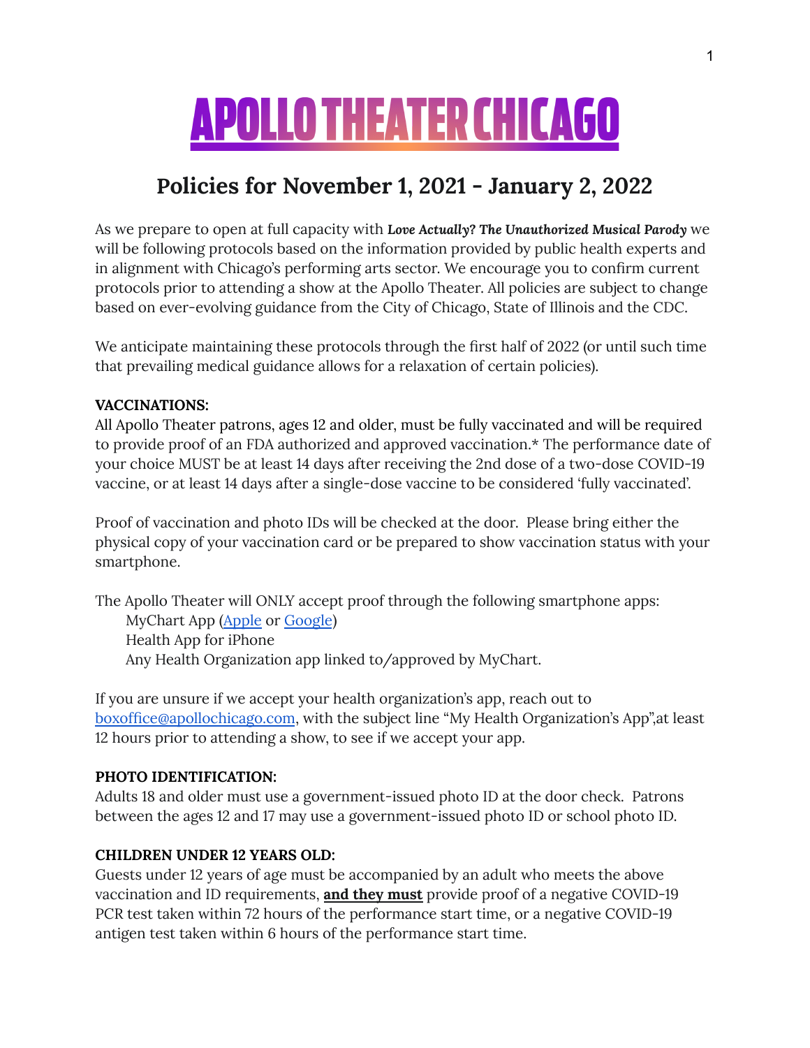# APOLLO THEATER CHICAGO

## Policies for November 1, 2021 - January 2, 2022

As we prepare to open at full capacity with ***Love Actually? The Unauthorized Musical Parody*** we will be following protocols based on the information provided by public health experts and in alignment with Chicago's performing arts sector. We encourage you to confirm current protocols prior to attending a show at the Apollo Theater. All policies are subject to change based on ever-evolving guidance from the City of Chicago, State of Illinois and the CDC.

We anticipate maintaining these protocols through the first half of 2022 (or until such time that prevailing medical guidance allows for a relaxation of certain policies).

**VACCINATIONS:**
All Apollo Theater patrons, ages 12 and older, must be fully vaccinated and will be required to provide proof of an FDA authorized and approved vaccination.* The performance date of your choice MUST be at least 14 days after receiving the 2nd dose of a two-dose COVID-19 vaccine, or at least 14 days after a single-dose vaccine to be considered 'fully vaccinated'.

Proof of vaccination and photo IDs will be checked at the door. Please bring either the physical copy of your vaccination card or be prepared to show vaccination status with your smartphone.

The Apollo Theater will ONLY accept proof through the following smartphone apps:
- MyChart App (Apple or Google)
- Health App for iPhone
- Any Health Organization app linked to/approved by MyChart.

If you are unsure if we accept your health organization's app, reach out to boxoffice@apollochicago.com, with the subject line "My Health Organization's App",at least 12 hours prior to attending a show, to see if we accept your app.

**PHOTO IDENTIFICATION:**
Adults 18 and older must use a government-issued photo ID at the door check. Patrons between the ages 12 and 17 may use a government-issued photo ID or school photo ID.

**CHILDREN UNDER 12 YEARS OLD:**
Guests under 12 years of age must be accompanied by an adult who meets the above vaccination and ID requirements, **and they must** provide proof of a negative COVID-19 PCR test taken within 72 hours of the performance start time, or a negative COVID-19 antigen test taken within 6 hours of the performance start time.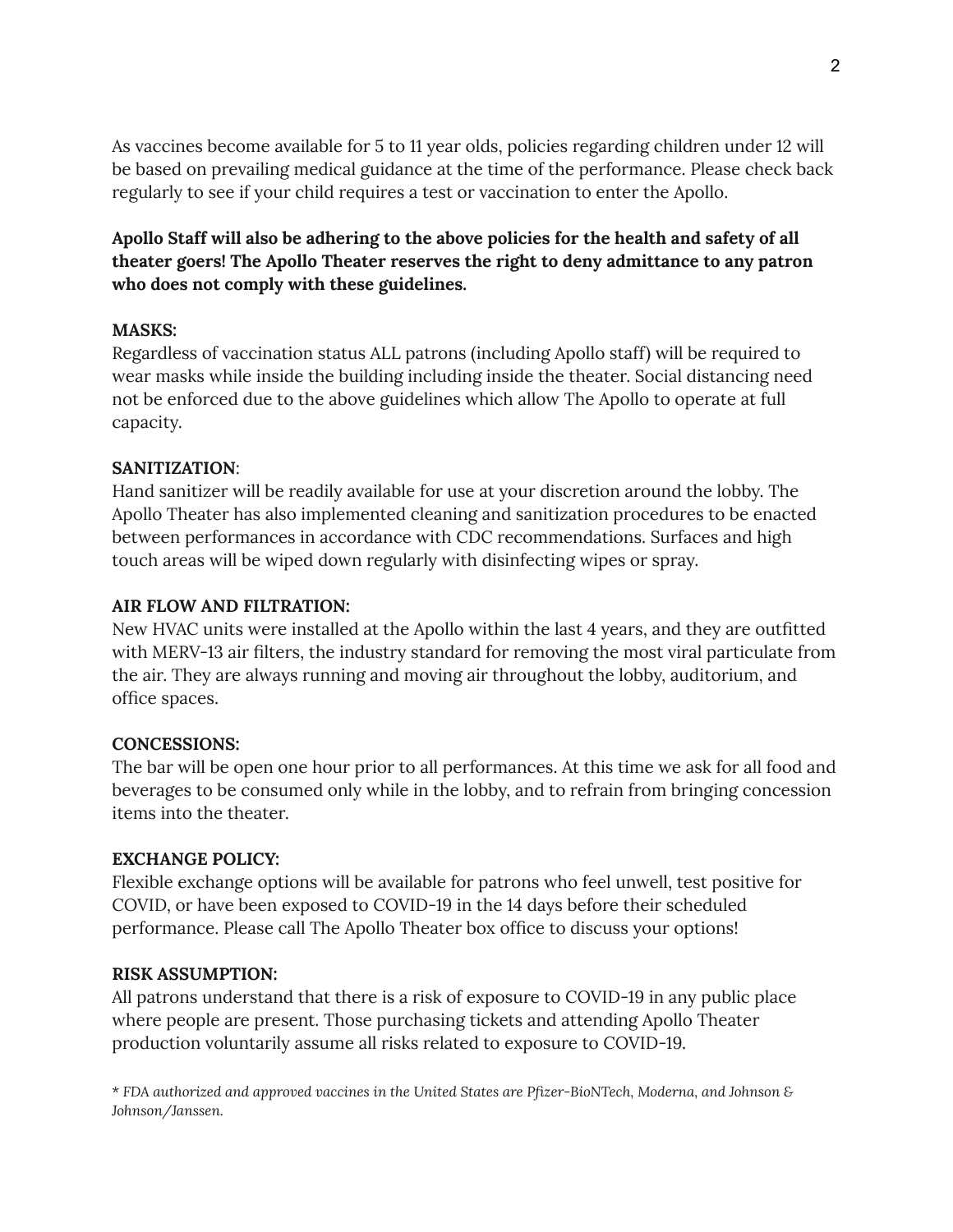As vaccines become available for 5 to 11 year olds, policies regarding children under 12 will be based on prevailing medical guidance at the time of the performance. Please check back regularly to see if your child requires a test or vaccination to enter the Apollo.

**Apollo Staff will also be adhering to the above policies for the health and safety of all theater goers! The Apollo Theater reserves the right to deny admittance to any patron who does not comply with these guidelines.**

**MASKS:**
Regardless of vaccination status ALL patrons (including Apollo staff) will be required to wear masks while inside the building including inside the theater. Social distancing need not be enforced due to the above guidelines which allow The Apollo to operate at full capacity.

**SANITIZATION**:
Hand sanitizer will be readily available for use at your discretion around the lobby. The Apollo Theater has also implemented cleaning and sanitization procedures to be enacted between performances in accordance with CDC recommendations. Surfaces and high touch areas will be wiped down regularly with disinfecting wipes or spray.

**AIR FLOW AND FILTRATION:**
New HVAC units were installed at the Apollo within the last 4 years, and they are outfitted with MERV-13 air filters, the industry standard for removing the most viral particulate from the air. They are always running and moving air throughout the lobby, auditorium, and office spaces.

**CONCESSIONS:**
The bar will be open one hour prior to all performances. At this time we ask for all food and beverages to be consumed only while in the lobby, and to refrain from bringing concession items into the theater.

**EXCHANGE POLICY:**
Flexible exchange options will be available for patrons who feel unwell, test positive for COVID, or have been exposed to COVID-19 in the 14 days before their scheduled performance. Please call The Apollo Theater box office to discuss your options!

**RISK ASSUMPTION:**
All patrons understand that there is a risk of exposure to COVID-19 in any public place where people are present. Those purchasing tickets and attending Apollo Theater production voluntarily assume all risks related to exposure to COVID-19.

*\* FDA authorized and approved vaccines in the United States are Pfizer-BioNTech, Moderna, and Johnson & Johnson/Janssen.*